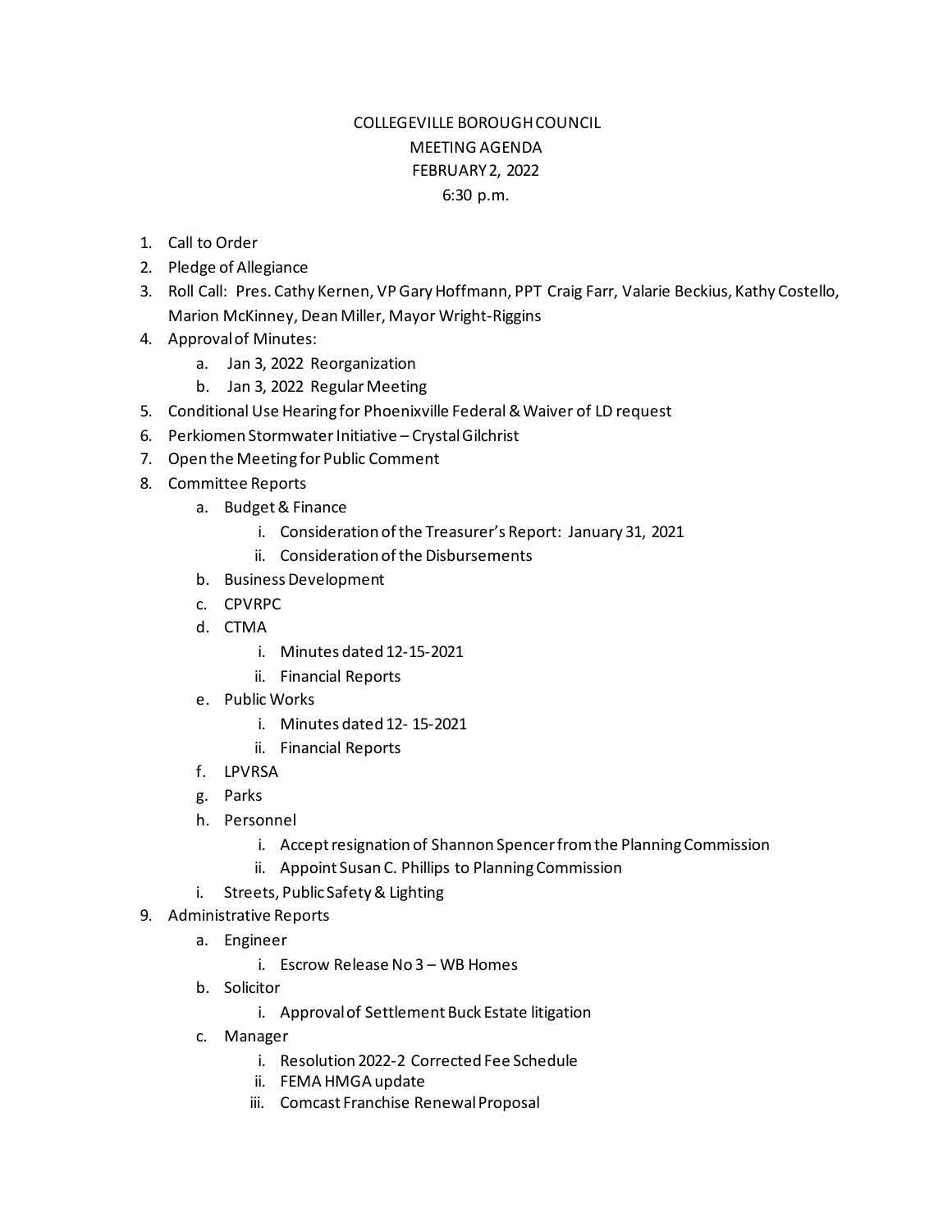# COLLEGEVILLE BOROUGH COUNCIL
## MEETING AGENDA
## FEBRUARY 2, 2022
## 6:30 p.m.

1. Call to Order
2. Pledge of Allegiance
3. Roll Call: Pres. Cathy Kernen, VP Gary Hoffmann, PPT Craig Farr, Valarie Beckius, Kathy Costello, Marion McKinney, Dean Miller, Mayor Wright-Riggins
4. Approval of Minutes:
   a. Jan 3, 2022 Reorganization
   b. Jan 3, 2022 Regular Meeting
5. Conditional Use Hearing for Phoenixville Federal & Waiver of LD request
6. Perkiomen Stormwater Initiative – Crystal Gilchrist
7. Open the Meeting for Public Comment
8. Committee Reports
   a. Budget & Finance
      i. Consideration of the Treasurer's Report: January 31, 2021
      ii. Consideration of the Disbursements
   b. Business Development
   c. CPVRPC
   d. CTMA
      i. Minutes dated 12-15-2021
      ii. Financial Reports
   e. Public Works
      i. Minutes dated 12- 15-2021
      ii. Financial Reports
   f. LPVRSA
   g. Parks
   h. Personnel
      i. Accept resignation of Shannon Spencer from the Planning Commission
      ii. Appoint Susan C. Phillips to Planning Commission
   i. Streets, Public Safety & Lighting
9. Administrative Reports
   a. Engineer
      i. Escrow Release No 3 – WB Homes
   b. Solicitor
      i. Approval of Settlement Buck Estate litigation
   c. Manager
      i. Resolution 2022-2 Corrected Fee Schedule
      ii. FEMA HMGA update
      iii. Comcast Franchise Renewal Proposal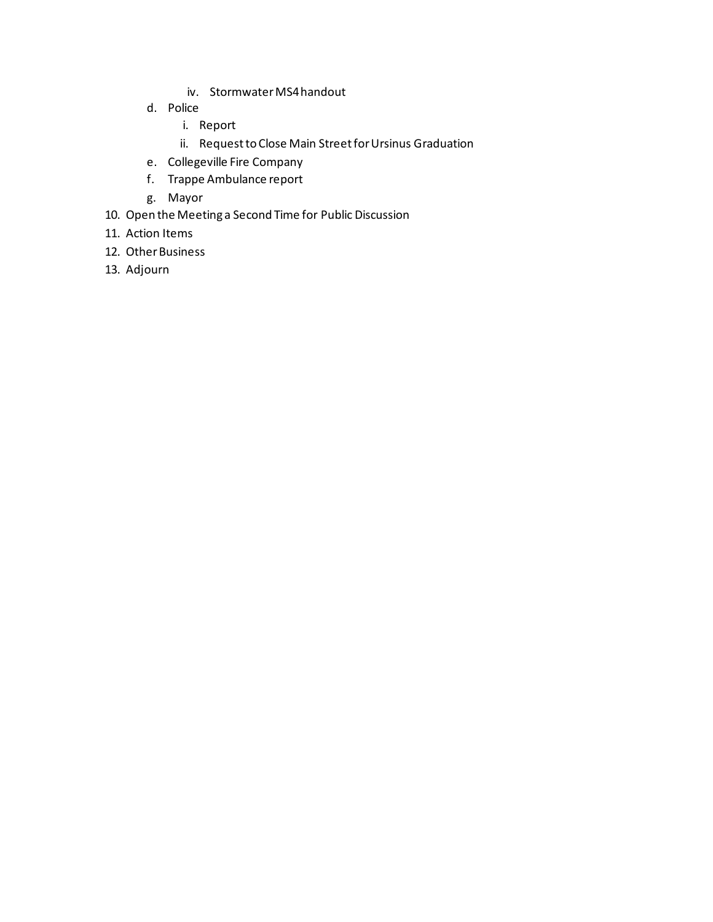iv. Stormwater MS4 handout

    d. Police
        i. Report
        ii. Request to Close Main Street for Ursinus Graduation
    e. Collegeville Fire Company
    f. Trappe Ambulance report
    g. Mayor

10. Open the Meeting a Second Time for Public Discussion
11. Action Items
12. Other Business
13. Adjourn